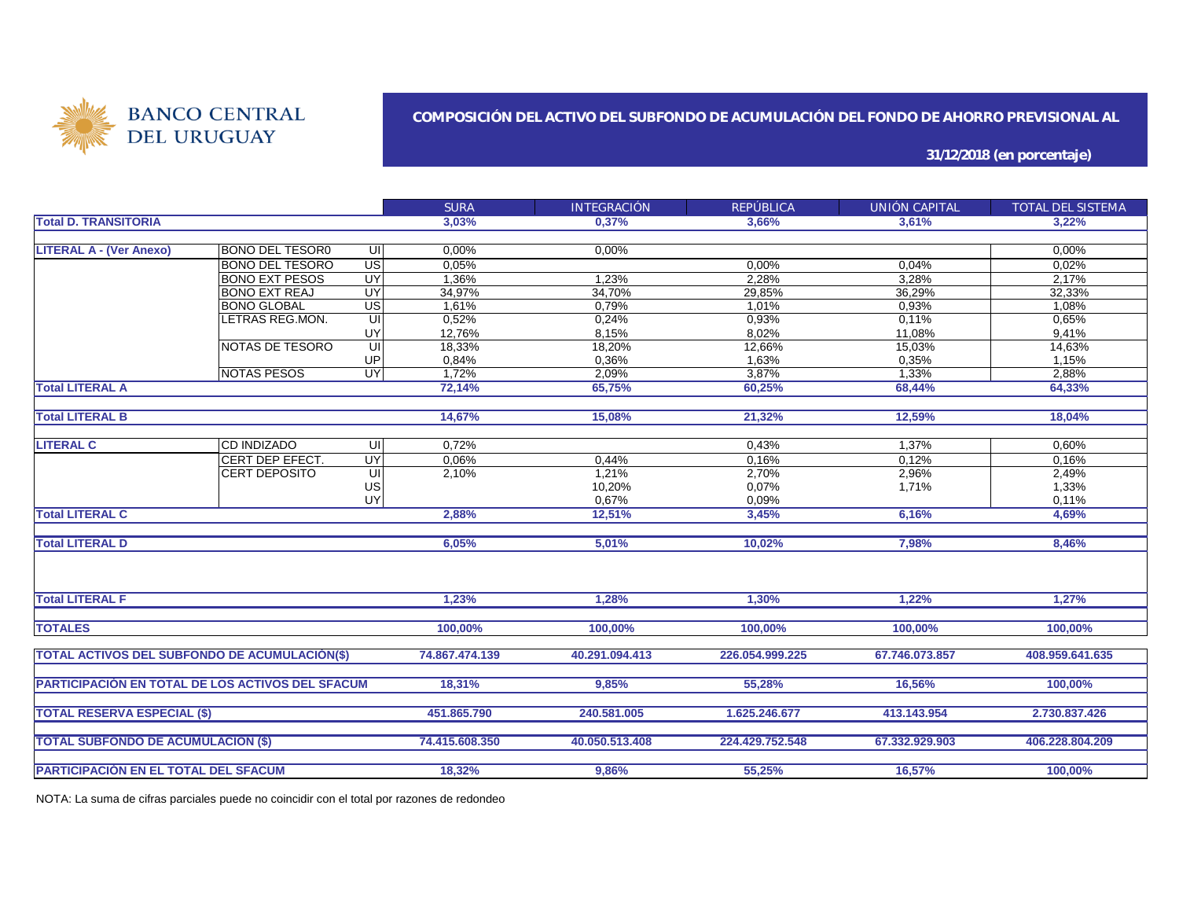BANCO CENTRAL DEL URUGUAY

# COMPOSICIÓN DEL ACTIVO DEL SUBFONDO DE ACUMULACIÓN DEL FONDO DE AHORRO PREVISIONAL AL

**31/12/2018 (en porcentaje)**

| | | | SURA | INTEGRACIÓN | REPÚBLICA | UNIÓN CAPITAL | TOTAL DEL SISTEMA |
|---|---|---|---|---|---|---|---|
| **Total D. TRANSITORIA** | | | **3,03%** | **0,37%** | **3,66%** | **3,61%** | **3,22%** |
| **LITERAL A - (Ver Anexo)** | BONO DEL TESOR0 | UI | 0,00% | 0,00% | | | 0,00% |
| | BONO DEL TESORO | US | 0,05% | | 0,00% | 0,04% | 0,02% |
| | BONO EXT PESOS | UY | 1,36% | 1,23% | 2,28% | 3,28% | 2,17% |
| | BONO EXT REAJ | UY | 34,97% | 34,70% | 29,85% | 36,29% | 32,33% |
| | BONO GLOBAL | US | 1,61% | 0,79% | 1,01% | 0,93% | 1,08% |
| | LETRAS REG.MON. | UI | 0,52% | 0,24% | 0,93% | 0,11% | 0,65% |
| | | UY | 12,76% | 8,15% | 8,02% | 11,08% | 9,41% |
| | NOTAS DE TESORO | UI | 18,33% | 18,20% | 12,66% | 15,03% | 14,63% |
| | | UP | 0,84% | 0,36% | 1,63% | 0,35% | 1,15% |
| | NOTAS PESOS | UY | 1,72% | 2,09% | 3,87% | 1,33% | 2,88% |
| **Total LITERAL A** | | | **72,14%** | **65,75%** | **60,25%** | **68,44%** | **64,33%** |
| **Total LITERAL B** | | | **14,67%** | **15,08%** | **21,32%** | **12,59%** | **18,04%** |
| **LITERAL C** | CD INDIZADO | UI | 0,72% | | 0,43% | 1,37% | 0,60% |
| | CERT DEP EFECT. | UY | 0,06% | 0,44% | 0,16% | 0,12% | 0,16% |
| | CERT DEPOSITO | UI | 2,10% | 1,21% | 2,70% | 2,96% | 2,49% |
| | | US | | 10,20% | 0,07% | 1,71% | 1,33% |
| | | UY | | 0,67% | 0,09% | | 0,11% |
| **Total LITERAL C** | | | **2,88%** | **12,51%** | **3,45%** | **6,16%** | **4,69%** |
| **Total LITERAL D** | | | **6,05%** | **5,01%** | **10,02%** | **7,98%** | **8,46%** |
| **Total LITERAL F** | | | **1,23%** | **1,28%** | **1,30%** | **1,22%** | **1,27%** |
| **TOTALES** | | | **100,00%** | **100,00%** | **100,00%** | **100,00%** | **100,00%** |
| **TOTAL ACTIVOS DEL SUBFONDO DE ACUMULACIÓN($)** | | | **74.867.474.139** | **40.291.094.413** | **226.054.999.225** | **67.746.073.857** | **408.959.641.635** |
| **PARTICIPACIÓN EN TOTAL DE LOS ACTIVOS DEL SFACUM** | | | **18,31%** | **9,85%** | **55,28%** | **16,56%** | **100,00%** |
| **TOTAL RESERVA ESPECIAL ($)** | | | **451.865.790** | **240.581.005** | **1.625.246.677** | **413.143.954** | **2.730.837.426** |
| **TOTAL SUBFONDO DE ACUMULACIÓN ($)** | | | **74.415.608.350** | **40.050.513.408** | **224.429.752.548** | **67.332.929.903** | **406.228.804.209** |
| **PARTICIPACIÓN EN EL TOTAL DEL SFACUM** | | | **18,32%** | **9,86%** | **55,25%** | **16,57%** | **100,00%** |

NOTA: La suma de cifras parciales puede no coincidir con el total por razones de redondeo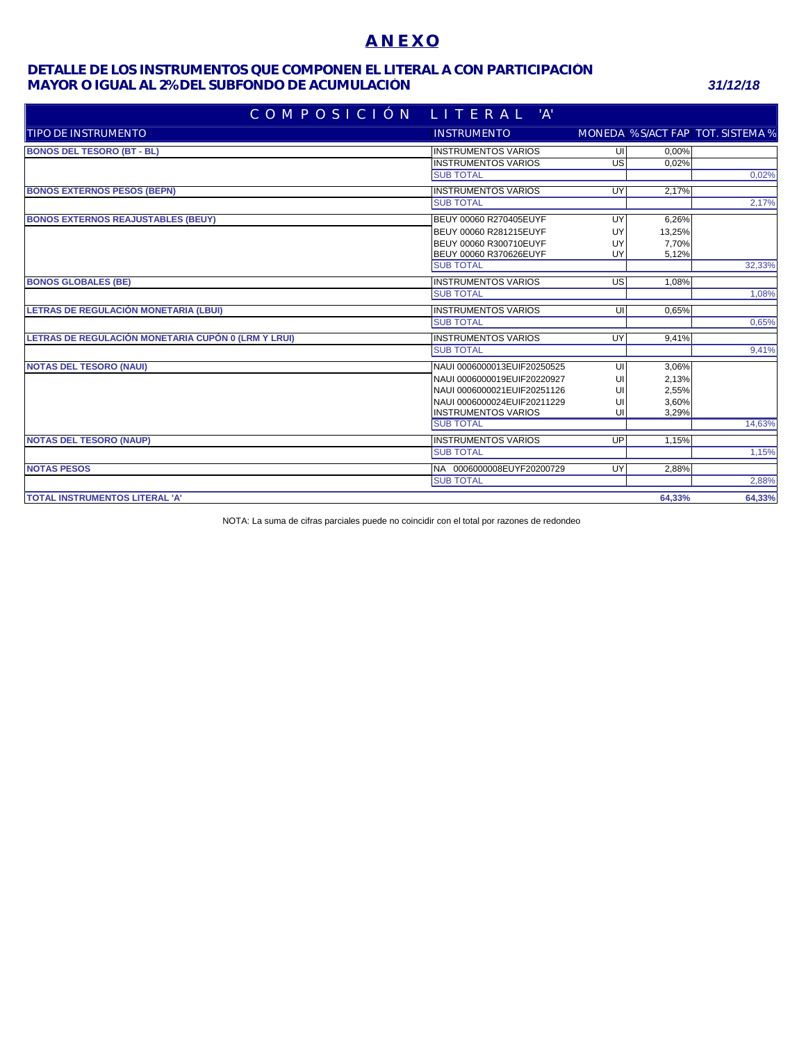# ANEXO

## DETALLE DE LOS INSTRUMENTOS QUE COMPONEN EL LITERAL A CON PARTICIPACIÒN MAYOR O IGUAL AL 2% DEL SUBFONDO DE ACUMULACIÒN

*31/12/18*

| COMPOSICIÓN LITERAL 'A' | | | | |
|---|---|---|---|---|
| **TIPO DE INSTRUMENTO** | **INSTRUMENTO** | **MONEDA** | **% S/ACT FAP** | **TOT. SISTEMA %** |
| **BONOS DEL TESORO (BT - BL)** | INSTRUMENTOS VARIOS | UI | 0,00% | |
| | INSTRUMENTOS VARIOS | US | 0,02% | |
| | SUB TOTAL | | | 0,02% |
| **BONOS EXTERNOS PESOS (BEPN)** | INSTRUMENTOS VARIOS | UY | 2,17% | |
| | SUB TOTAL | | | 2,17% |
| **BONOS EXTERNOS REAJUSTABLES (BEUY)** | BEUY 00060 R270405EUYF | UY | 6,26% | |
| | BEUY 00060 R281215EUYF | UY | 13,25% | |
| | BEUY 00060 R300710EUYF | UY | 7,70% | |
| | BEUY 00060 R370626EUYF | UY | 5,12% | |
| | SUB TOTAL | | | 32,33% |
| **BONOS GLOBALES (BE)** | INSTRUMENTOS VARIOS | US | 1,08% | |
| | SUB TOTAL | | | 1,08% |
| **LETRAS DE REGULACIÓN MONETARIA (LBUI)** | INSTRUMENTOS VARIOS | UI | 0,65% | |
| | SUB TOTAL | | | 0,65% |
| **LETRAS DE REGULACIÓN MONETARIA CUPÓN 0 (LRM Y LRUI)** | INSTRUMENTOS VARIOS | UY | 9,41% | |
| | SUB TOTAL | | | 9,41% |
| **NOTAS DEL TESORO (NAUI)** | NAUI 0006000013EUIF20250525 | UI | 3,06% | |
| | NAUI 0006000019EUIF20220927 | UI | 2,13% | |
| | NAUI 0006000021EUIF20251126 | UI | 2,55% | |
| | NAUI 0006000024EUIF20211229 | UI | 3,60% | |
| | INSTRUMENTOS VARIOS | UI | 3,29% | |
| | SUB TOTAL | | | 14,63% |
| **NOTAS DEL TESORO (NAUP)** | INSTRUMENTOS VARIOS | UP | 1,15% | |
| | SUB TOTAL | | | 1,15% |
| **NOTAS PESOS** | NA 0006000008EUYF20200729 | UY | 2,88% | |
| | SUB TOTAL | | | 2,88% |
| **TOTAL INSTRUMENTOS LITERAL 'A'** | | | **64,33%** | **64,33%** |

NOTA: La suma de cifras parciales puede no coincidir con el total por razones de redondeo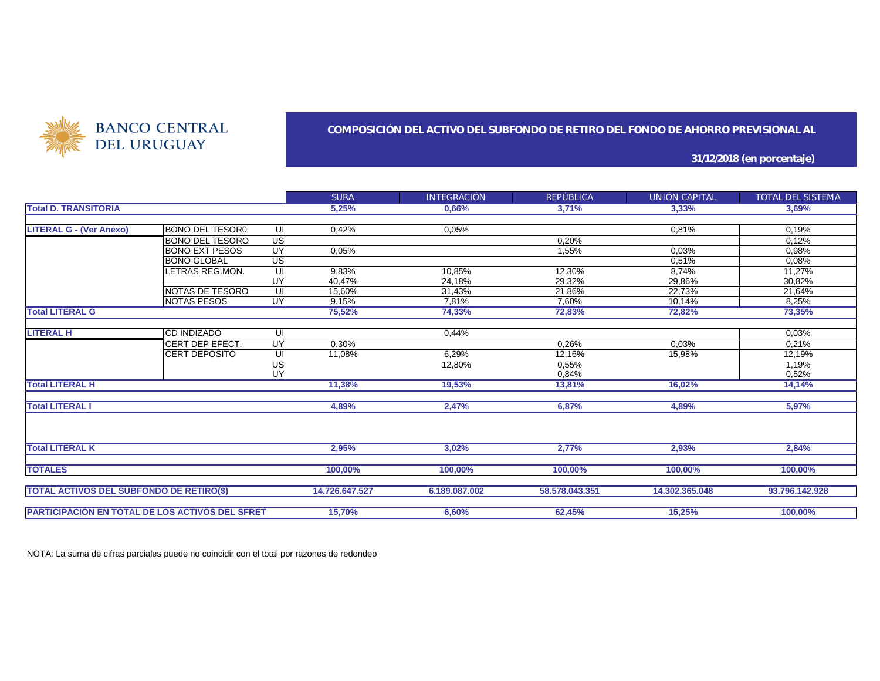BANCO CENTRAL DEL URUGUAY

## COMPOSICIÓN DEL ACTIVO DEL SUBFONDO DE RETIRO DEL FONDO DE AHORRO PREVISIONAL AL

**31/12/2018 (en porcentaje)**

| | | | SURA | INTEGRACIÓN | REPÚBLICA | UNIÓN CAPITAL | TOTAL DEL SISTEMA |
|---|---|---|---|---|---|---|---|
| **Total D. TRANSITORIA** | | | **5,25%** | **0,66%** | **3,71%** | **3,33%** | **3,69%** |
| | | | | | | | |
| **LITERAL G - (Ver Anexo)** | BONO DEL TESOR0 | UI | 0,42% | 0,05% | | 0,81% | 0,19% |
| | BONO DEL TESORO | US | | | 0,20% | | 0,12% |
| | BONO EXT PESOS | UY | 0,05% | | 1,55% | 0,03% | 0,98% |
| | BONO GLOBAL | US | | | | 0,51% | 0,08% |
| | LETRAS REG.MON. | UI | 9,83% | 10,85% | 12,30% | 8,74% | 11,27% |
| | | UY | 40,47% | 24,18% | 29,32% | 29,86% | 30,82% |
| | NOTAS DE TESORO | UI | 15,60% | 31,43% | 21,86% | 22,73% | 21,64% |
| | NOTAS PESOS | UY | 9,15% | 7,81% | 7,60% | 10,14% | 8,25% |
| **Total LITERAL G** | | | **75,52%** | **74,33%** | **72,83%** | **72,82%** | **73,35%** |
| | | | | | | | |
| **LITERAL H** | CD INDIZADO | UI | | 0,44% | | | 0,03% |
| | CERT DEP EFECT. | UY | 0,30% | | 0,26% | 0,03% | 0,21% |
| | CERT DEPOSITO | UI | 11,08% | 6,29% | 12,16% | 15,98% | 12,19% |
| | | US | | 12,80% | 0,55% | | 1,19% |
| | | UY | | | 0,84% | | 0,52% |
| **Total LITERAL H** | | | **11,38%** | **19,53%** | **13,81%** | **16,02%** | **14,14%** |
| | | | | | | | |
| **Total LITERAL I** | | | **4,89%** | **2,47%** | **6,87%** | **4,89%** | **5,97%** |
| | | | | | | | |
| **Total LITERAL K** | | | **2,95%** | **3,02%** | **2,77%** | **2,93%** | **2,84%** |
| | | | | | | | |
| **TOTALES** | | | **100,00%** | **100,00%** | **100,00%** | **100,00%** | **100,00%** |
| | | | | | | | |
| **TOTAL ACTIVOS DEL SUBFONDO DE RETIRO($)** | | | **14.726.647.527** | **6.189.087.002** | **58.578.043.351** | **14.302.365.048** | **93.796.142.928** |
| | | | | | | | |
| **PARTICIPACIÓN EN TOTAL DE LOS ACTIVOS DEL SFRET** | | | **15,70%** | **6,60%** | **62,45%** | **15,25%** | **100,00%** |

NOTA: La suma de cifras parciales puede no coincidir con el total por razones de redondeo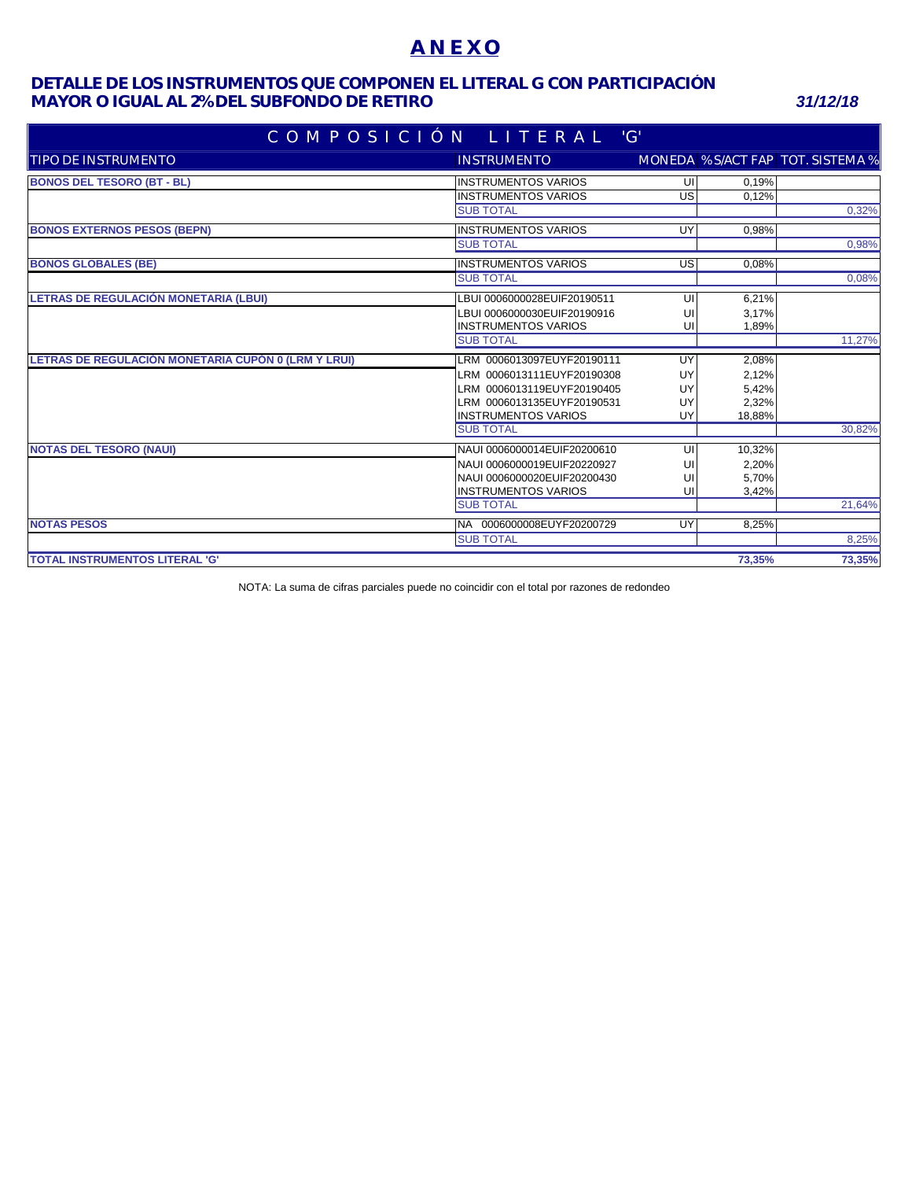# ANEXO

## DETALLE DE LOS INSTRUMENTOS QUE COMPONEN EL LITERAL G CON PARTICIPACIÓN MAYOR O IGUAL AL 2% DEL SUBFONDO DE RETIRO

*31/12/18*

| COMPOSICIÓN LITERAL 'G' | | | | |
| --- | --- | --- | --- | --- |
| TIPO DE INSTRUMENTO | INSTRUMENTO | MONEDA | % S/ACT FAP | TOT. SISTEMA % |
| **BONOS DEL TESORO (BT - BL)** | INSTRUMENTOS VARIOS | UI | 0,19% | |
| | INSTRUMENTOS VARIOS | US | 0,12% | |
| | SUB TOTAL | | | 0,32% |
| **BONOS EXTERNOS PESOS (BEPN)** | INSTRUMENTOS VARIOS | UY | 0,98% | |
| | SUB TOTAL | | | 0,98% |
| **BONOS GLOBALES (BE)** | INSTRUMENTOS VARIOS | US | 0,08% | |
| | SUB TOTAL | | | 0,08% |
| **LETRAS DE REGULACIÓN MONETARIA (LBUI)** | LBUI 0006000028EUIF20190511 | UI | 6,21% | |
| | LBUI 0006000030EUIF20190916 | UI | 3,17% | |
| | INSTRUMENTOS VARIOS | UI | 1,89% | |
| | SUB TOTAL | | | 11,27% |
| **LETRAS DE REGULACIÓN MONETARIA CUPÓN 0 (LRM Y LRUI)** | LRM 0006013097EUYF20190111 | UY | 2,08% | |
| | LRM 0006013111EUYF20190308 | UY | 2,12% | |
| | LRM 0006013119EUYF20190405 | UY | 5,42% | |
| | LRM 0006013135EUYF20190531 | UY | 2,32% | |
| | INSTRUMENTOS VARIOS | UY | 18,88% | |
| | SUB TOTAL | | | 30,82% |
| **NOTAS DEL TESORO (NAUI)** | NAUI 0006000014EUIF20200610 | UI | 10,32% | |
| | NAUI 0006000019EUIF20220927 | UI | 2,20% | |
| | NAUI 0006000020EUIF20200430 | UI | 5,70% | |
| | INSTRUMENTOS VARIOS | UI | 3,42% | |
| | SUB TOTAL | | | 21,64% |
| **NOTAS PESOS** | NA 0006000008EUYF20200729 | UY | 8,25% | |
| | SUB TOTAL | | | 8,25% |
| **TOTAL INSTRUMENTOS LITERAL 'G'** | | | **73,35%** | **73,35%** |

NOTA: La suma de cifras parciales puede no coincidir con el total por razones de redondeo